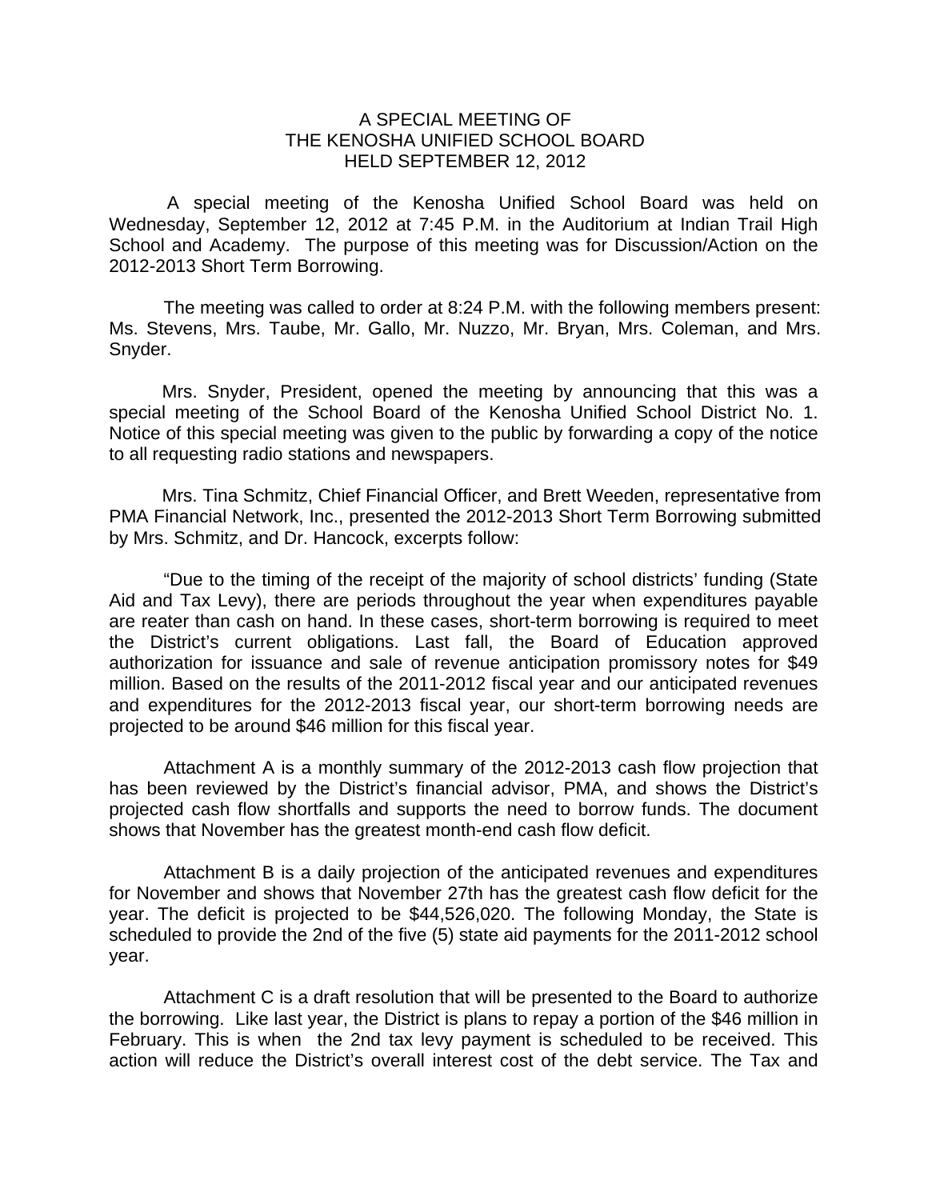# A SPECIAL MEETING OF
# THE KENOSHA UNIFIED SCHOOL BOARD
# HELD SEPTEMBER 12, 2012

A special meeting of the Kenosha Unified School Board was held on Wednesday, September 12, 2012 at 7:45 P.M. in the Auditorium at Indian Trail High School and Academy. The purpose of this meeting was for Discussion/Action on the 2012-2013 Short Term Borrowing.

The meeting was called to order at 8:24 P.M. with the following members present: Ms. Stevens, Mrs. Taube, Mr. Gallo, Mr. Nuzzo, Mr. Bryan, Mrs. Coleman, and Mrs. Snyder.

Mrs. Snyder, President, opened the meeting by announcing that this was a special meeting of the School Board of the Kenosha Unified School District No. 1. Notice of this special meeting was given to the public by forwarding a copy of the notice to all requesting radio stations and newspapers.

Mrs. Tina Schmitz, Chief Financial Officer, and Brett Weeden, representative from PMA Financial Network, Inc., presented the 2012-2013 Short Term Borrowing submitted by Mrs. Schmitz, and Dr. Hancock, excerpts follow:

"Due to the timing of the receipt of the majority of school districts' funding (State Aid and Tax Levy), there are periods throughout the year when expenditures payable are reater than cash on hand. In these cases, short-term borrowing is required to meet the District's current obligations. Last fall, the Board of Education approved authorization for issuance and sale of revenue anticipation promissory notes for $49 million. Based on the results of the 2011-2012 fiscal year and our anticipated revenues and expenditures for the 2012-2013 fiscal year, our short-term borrowing needs are projected to be around $46 million for this fiscal year.

Attachment A is a monthly summary of the 2012-2013 cash flow projection that has been reviewed by the District's financial advisor, PMA, and shows the District's projected cash flow shortfalls and supports the need to borrow funds. The document shows that November has the greatest month-end cash flow deficit.

Attachment B is a daily projection of the anticipated revenues and expenditures for November and shows that November 27th has the greatest cash flow deficit for the year. The deficit is projected to be $44,526,020. The following Monday, the State is scheduled to provide the 2nd of the five (5) state aid payments for the 2011-2012 school year.

Attachment C is a draft resolution that will be presented to the Board to authorize the borrowing. Like last year, the District is plans to repay a portion of the $46 million in February. This is when the 2nd tax levy payment is scheduled to be received. This action will reduce the District's overall interest cost of the debt service. The Tax and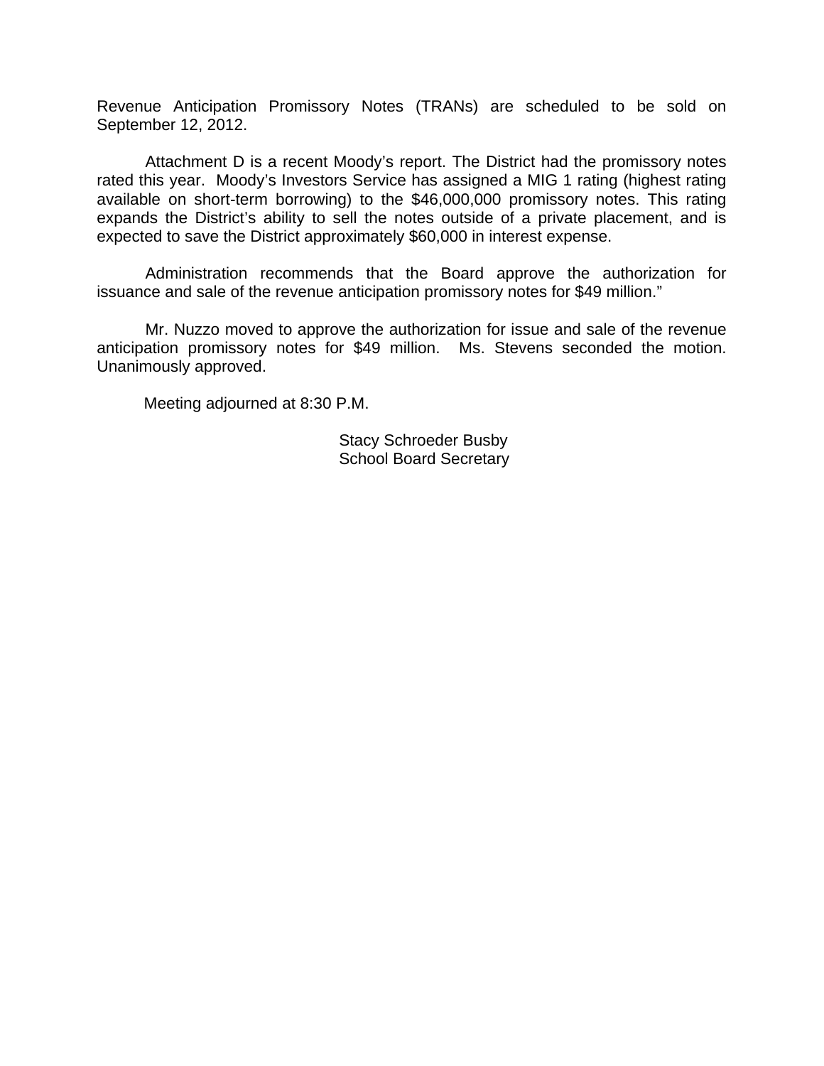Revenue Anticipation Promissory Notes (TRANs) are scheduled to be sold on September 12, 2012.

Attachment D is a recent Moody's report. The District had the promissory notes rated this year. Moody's Investors Service has assigned a MIG 1 rating (highest rating available on short-term borrowing) to the $46,000,000 promissory notes. This rating expands the District's ability to sell the notes outside of a private placement, and is expected to save the District approximately $60,000 in interest expense.

Administration recommends that the Board approve the authorization for issuance and sale of the revenue anticipation promissory notes for $49 million."

Mr. Nuzzo moved to approve the authorization for issue and sale of the revenue anticipation promissory notes for $49 million. Ms. Stevens seconded the motion. Unanimously approved.

Meeting adjourned at 8:30 P.M.

Stacy Schroeder Busby
School Board Secretary